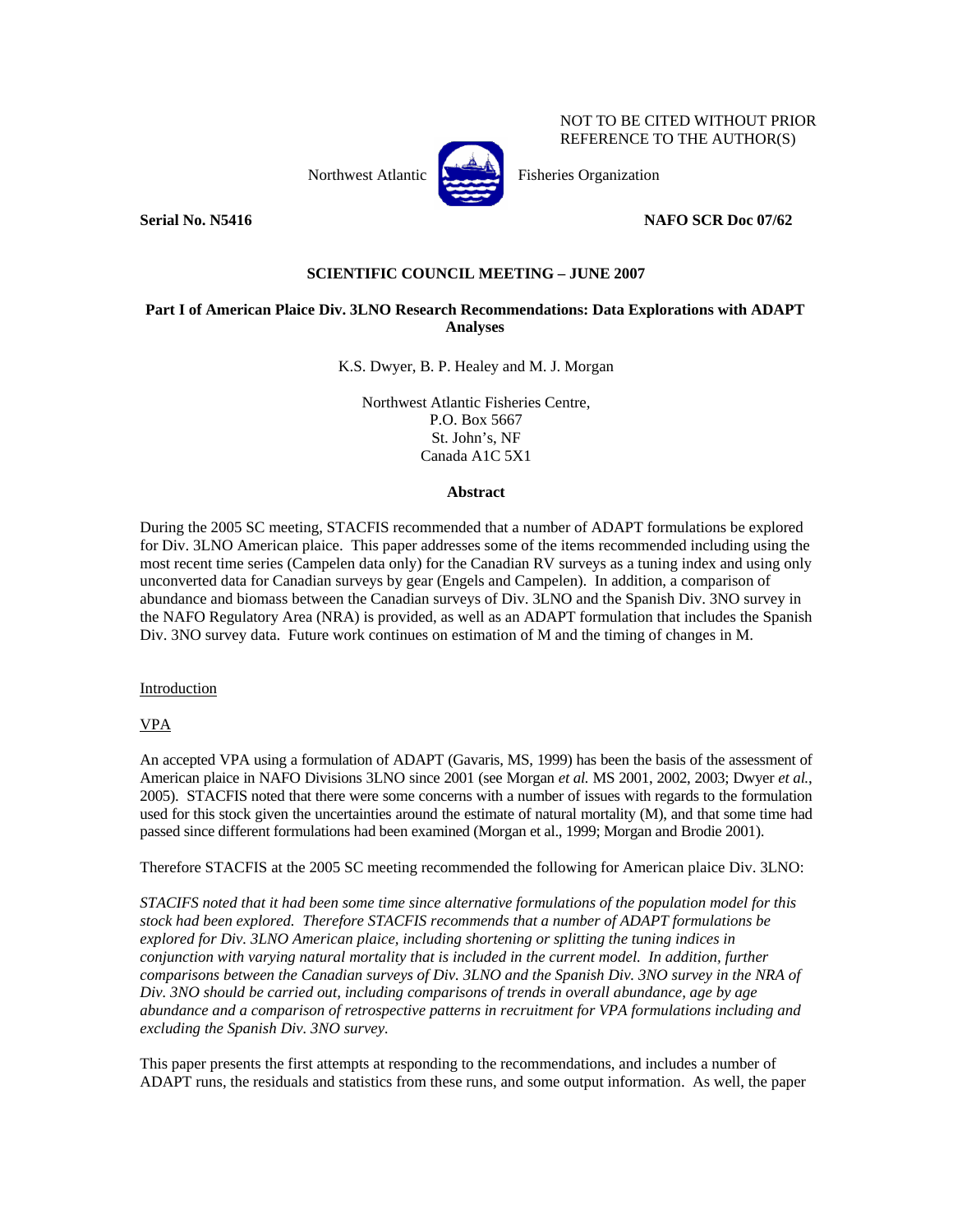NOT TO BE CITED WITHOUT PRIOR REFERENCE TO THE AUTHOR(S)

Northwest Atlantic Fisheries Organization

**Serial No. N5416** **NAFO SCR Doc 07/62**

**SCIENTIFIC COUNCIL MEETING – JUNE 2007**

# Part I of American Plaice Div. 3LNO Research Recommendations: Data Explorations with ADAPT Analyses

K.S. Dwyer, B. P. Healey and M. J. Morgan

Northwest Atlantic Fisheries Centre,
P.O. Box 5667
St. John's, NF
Canada A1C 5X1

## Abstract

During the 2005 SC meeting, STACFIS recommended that a number of ADAPT formulations be explored for Div. 3LNO American plaice. This paper addresses some of the items recommended including using the most recent time series (Campelen data only) for the Canadian RV surveys as a tuning index and using only unconverted data for Canadian surveys by gear (Engels and Campelen). In addition, a comparison of abundance and biomass between the Canadian surveys of Div. 3LNO and the Spanish Div. 3NO survey in the NAFO Regulatory Area (NRA) is provided, as well as an ADAPT formulation that includes the Spanish Div. 3NO survey data. Future work continues on estimation of M and the timing of changes in M.

## Introduction

## VPA

An accepted VPA using a formulation of ADAPT (Gavaris, MS, 1999) has been the basis of the assessment of American plaice in NAFO Divisions 3LNO since 2001 (see Morgan *et al.* MS 2001, 2002, 2003; Dwyer *et al.*, 2005). STACFIS noted that there were some concerns with a number of issues with regards to the formulation used for this stock given the uncertainties around the estimate of natural mortality (M), and that some time had passed since different formulations had been examined (Morgan et al., 1999; Morgan and Brodie 2001).

Therefore STACFIS at the 2005 SC meeting recommended the following for American plaice Div. 3LNO:

*STACIFS noted that it had been some time since alternative formulations of the population model for this stock had been explored. Therefore STACFIS recommends that a number of ADAPT formulations be explored for Div. 3LNO American plaice, including shortening or splitting the tuning indices in conjunction with varying natural mortality that is included in the current model. In addition, further comparisons between the Canadian surveys of Div. 3LNO and the Spanish Div. 3NO survey in the NRA of Div. 3NO should be carried out, including comparisons of trends in overall abundance, age by age abundance and a comparison of retrospective patterns in recruitment for VPA formulations including and excluding the Spanish Div. 3NO survey.*

This paper presents the first attempts at responding to the recommendations, and includes a number of ADAPT runs, the residuals and statistics from these runs, and some output information. As well, the paper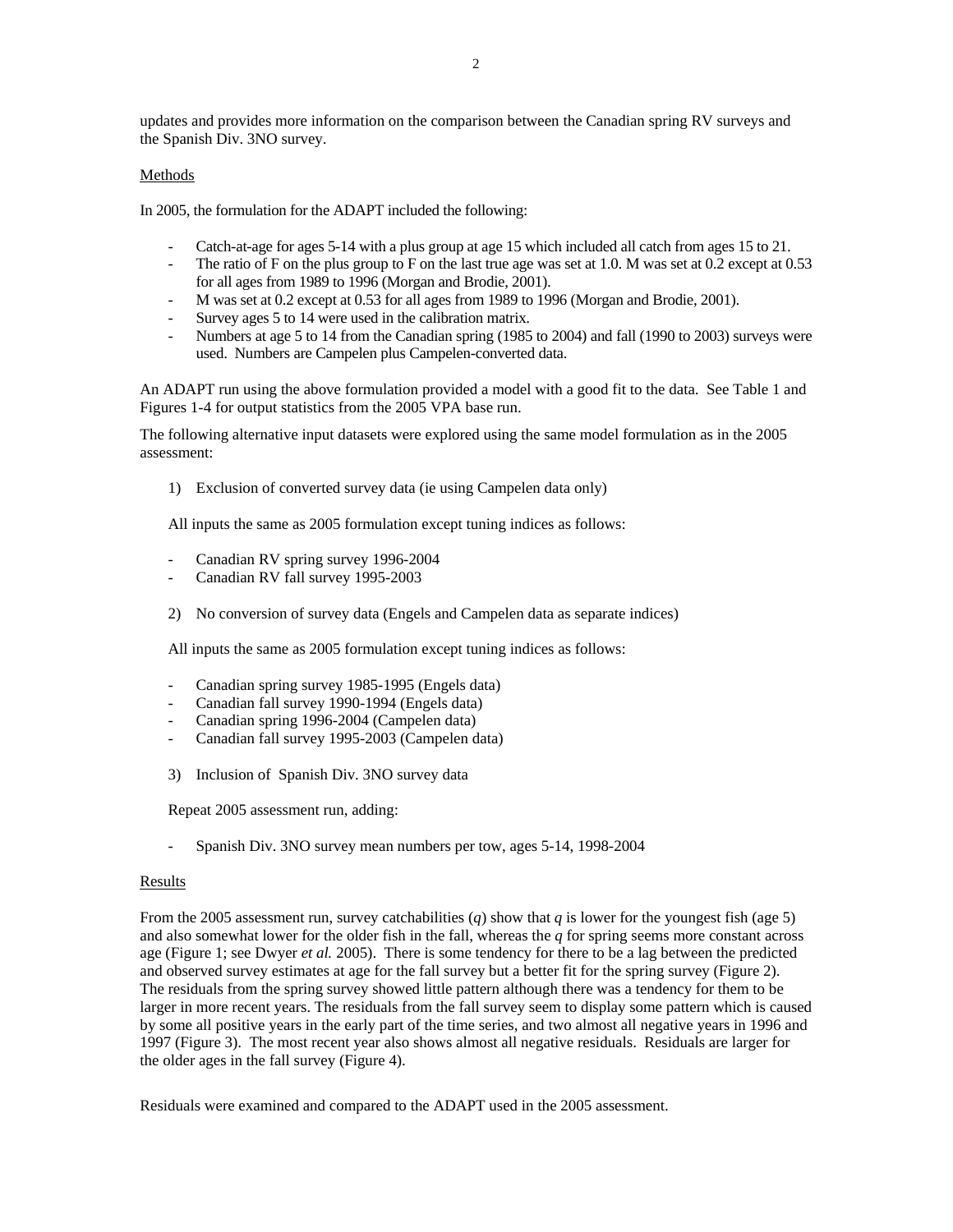updates and provides more information on the comparison between the Canadian spring RV surveys and the Spanish Div. 3NO survey.

## Methods

In 2005, the formulation for the ADAPT included the following:

- Catch-at-age for ages 5-14 with a plus group at age 15 which included all catch from ages 15 to 21.
- The ratio of F on the plus group to F on the last true age was set at 1.0. M was set at 0.2 except at 0.53 for all ages from 1989 to 1996 (Morgan and Brodie, 2001).
- M was set at 0.2 except at 0.53 for all ages from 1989 to 1996 (Morgan and Brodie, 2001).
- Survey ages 5 to 14 were used in the calibration matrix.
- Numbers at age 5 to 14 from the Canadian spring (1985 to 2004) and fall (1990 to 2003) surveys were used. Numbers are Campelen plus Campelen-converted data.

An ADAPT run using the above formulation provided a model with a good fit to the data. See Table 1 and Figures 1-4 for output statistics from the 2005 VPA base run.

The following alternative input datasets were explored using the same model formulation as in the 2005 assessment:

1) Exclusion of converted survey data (ie using Campelen data only)

   All inputs the same as 2005 formulation except tuning indices as follows:

   - Canadian RV spring survey 1996-2004
   - Canadian RV fall survey 1995-2003

2) No conversion of survey data (Engels and Campelen data as separate indices)

   All inputs the same as 2005 formulation except tuning indices as follows:

   - Canadian spring survey 1985-1995 (Engels data)
   - Canadian fall survey 1990-1994 (Engels data)
   - Canadian spring 1996-2004 (Campelen data)
   - Canadian fall survey 1995-2003 (Campelen data)

3) Inclusion of Spanish Div. 3NO survey data

   Repeat 2005 assessment run, adding:

   - Spanish Div. 3NO survey mean numbers per tow, ages 5-14, 1998-2004

## Results

From the 2005 assessment run, survey catchabilities ($q$) show that $q$ is lower for the youngest fish (age 5) and also somewhat lower for the older fish in the fall, whereas the $q$ for spring seems more constant across age (Figure 1; see Dwyer *et al.* 2005). There is some tendency for there to be a lag between the predicted and observed survey estimates at age for the fall survey but a better fit for the spring survey (Figure 2). The residuals from the spring survey showed little pattern although there was a tendency for them to be larger in more recent years. The residuals from the fall survey seem to display some pattern which is caused by some all positive years in the early part of the time series, and two almost all negative years in 1996 and 1997 (Figure 3). The most recent year also shows almost all negative residuals. Residuals are larger for the older ages in the fall survey (Figure 4).

Residuals were examined and compared to the ADAPT used in the 2005 assessment.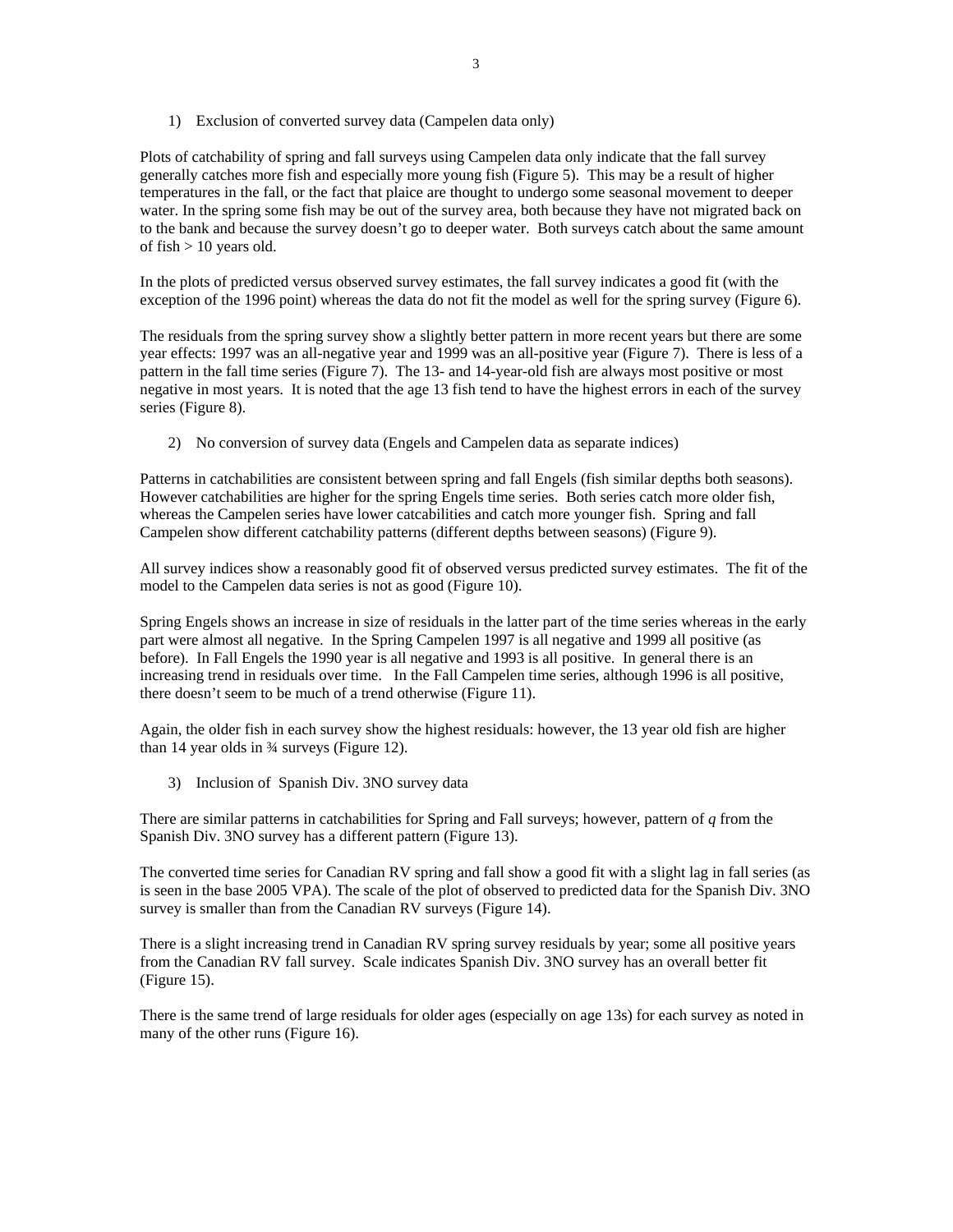1) Exclusion of converted survey data (Campelen data only)

Plots of catchability of spring and fall surveys using Campelen data only indicate that the fall survey generally catches more fish and especially more young fish (Figure 5). This may be a result of higher temperatures in the fall, or the fact that plaice are thought to undergo some seasonal movement to deeper water. In the spring some fish may be out of the survey area, both because they have not migrated back on to the bank and because the survey doesn't go to deeper water. Both surveys catch about the same amount of fish > 10 years old.

In the plots of predicted versus observed survey estimates, the fall survey indicates a good fit (with the exception of the 1996 point) whereas the data do not fit the model as well for the spring survey (Figure 6).

The residuals from the spring survey show a slightly better pattern in more recent years but there are some year effects: 1997 was an all-negative year and 1999 was an all-positive year (Figure 7). There is less of a pattern in the fall time series (Figure 7). The 13- and 14-year-old fish are always most positive or most negative in most years. It is noted that the age 13 fish tend to have the highest errors in each of the survey series (Figure 8).

2) No conversion of survey data (Engels and Campelen data as separate indices)

Patterns in catchabilities are consistent between spring and fall Engels (fish similar depths both seasons). However catchabilities are higher for the spring Engels time series. Both series catch more older fish, whereas the Campelen series have lower catcabilities and catch more younger fish. Spring and fall Campelen show different catchability patterns (different depths between seasons) (Figure 9).

All survey indices show a reasonably good fit of observed versus predicted survey estimates. The fit of the model to the Campelen data series is not as good (Figure 10).

Spring Engels shows an increase in size of residuals in the latter part of the time series whereas in the early part were almost all negative. In the Spring Campelen 1997 is all negative and 1999 all positive (as before). In Fall Engels the 1990 year is all negative and 1993 is all positive. In general there is an increasing trend in residuals over time. In the Fall Campelen time series, although 1996 is all positive, there doesn't seem to be much of a trend otherwise (Figure 11).

Again, the older fish in each survey show the highest residuals: however, the 13 year old fish are higher than 14 year olds in ¾ surveys (Figure 12).

3) Inclusion of Spanish Div. 3NO survey data

There are similar patterns in catchabilities for Spring and Fall surveys; however, pattern of *q* from the Spanish Div. 3NO survey has a different pattern (Figure 13).

The converted time series for Canadian RV spring and fall show a good fit with a slight lag in fall series (as is seen in the base 2005 VPA). The scale of the plot of observed to predicted data for the Spanish Div. 3NO survey is smaller than from the Canadian RV surveys (Figure 14).

There is a slight increasing trend in Canadian RV spring survey residuals by year; some all positive years from the Canadian RV fall survey. Scale indicates Spanish Div. 3NO survey has an overall better fit (Figure 15).

There is the same trend of large residuals for older ages (especially on age 13s) for each survey as noted in many of the other runs (Figure 16).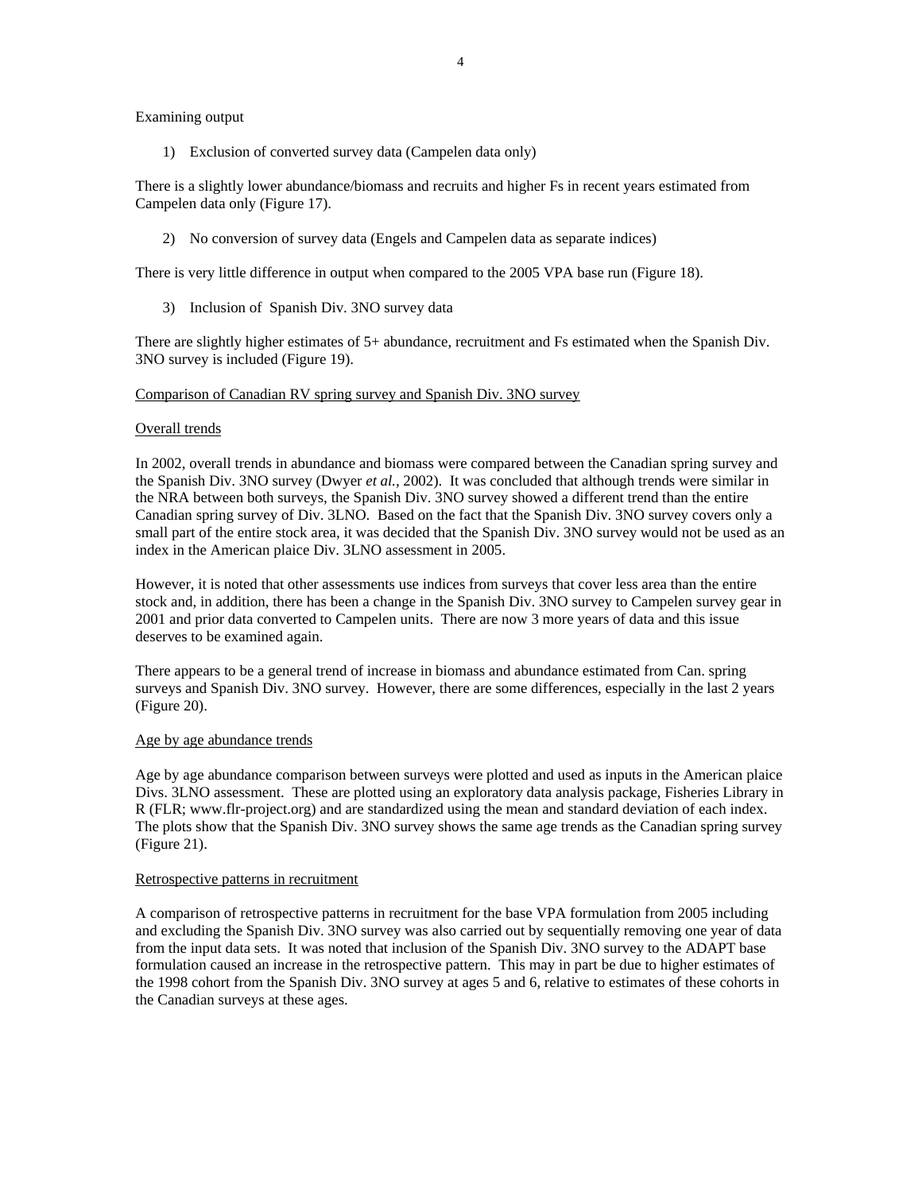Examining output

1) Exclusion of converted survey data (Campelen data only)

There is a slightly lower abundance/biomass and recruits and higher Fs in recent years estimated from Campelen data only (Figure 17).

2) No conversion of survey data (Engels and Campelen data as separate indices)

There is very little difference in output when compared to the 2005 VPA base run (Figure 18).

3) Inclusion of Spanish Div. 3NO survey data

There are slightly higher estimates of 5+ abundance, recruitment and Fs estimated when the Spanish Div. 3NO survey is included (Figure 19).

<u>Comparison of Canadian RV spring survey and Spanish Div. 3NO survey</u>

<u>Overall trends</u>

In 2002, overall trends in abundance and biomass were compared between the Canadian spring survey and the Spanish Div. 3NO survey (Dwyer *et al.*, 2002). It was concluded that although trends were similar in the NRA between both surveys, the Spanish Div. 3NO survey showed a different trend than the entire Canadian spring survey of Div. 3LNO. Based on the fact that the Spanish Div. 3NO survey covers only a small part of the entire stock area, it was decided that the Spanish Div. 3NO survey would not be used as an index in the American plaice Div. 3LNO assessment in 2005.

However, it is noted that other assessments use indices from surveys that cover less area than the entire stock and, in addition, there has been a change in the Spanish Div. 3NO survey to Campelen survey gear in 2001 and prior data converted to Campelen units. There are now 3 more years of data and this issue deserves to be examined again.

There appears to be a general trend of increase in biomass and abundance estimated from Can. spring surveys and Spanish Div. 3NO survey. However, there are some differences, especially in the last 2 years (Figure 20).

<u>Age by age abundance trends</u>

Age by age abundance comparison between surveys were plotted and used as inputs in the American plaice Divs. 3LNO assessment. These are plotted using an exploratory data analysis package, Fisheries Library in R (FLR; www.flr-project.org) and are standardized using the mean and standard deviation of each index. The plots show that the Spanish Div. 3NO survey shows the same age trends as the Canadian spring survey (Figure 21).

<u>Retrospective patterns in recruitment</u>

A comparison of retrospective patterns in recruitment for the base VPA formulation from 2005 including and excluding the Spanish Div. 3NO survey was also carried out by sequentially removing one year of data from the input data sets. It was noted that inclusion of the Spanish Div. 3NO survey to the ADAPT base formulation caused an increase in the retrospective pattern. This may in part be due to higher estimates of the 1998 cohort from the Spanish Div. 3NO survey at ages 5 and 6, relative to estimates of these cohorts in the Canadian surveys at these ages.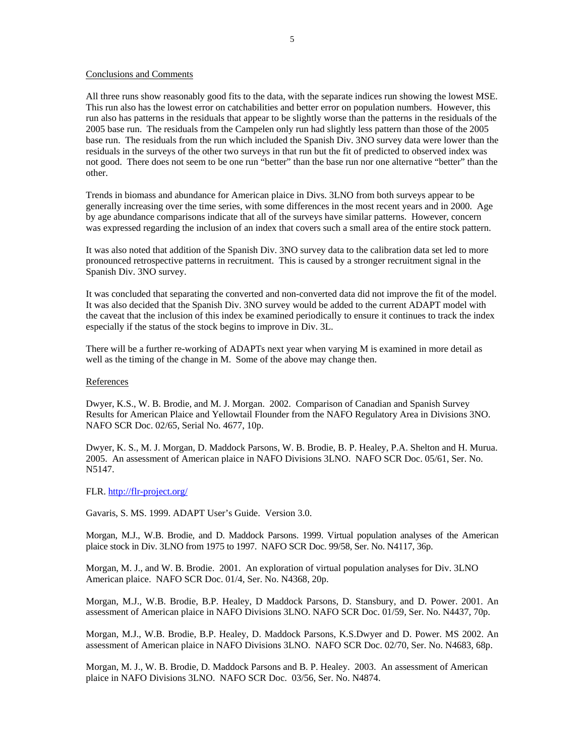Conclusions and Comments

All three runs show reasonably good fits to the data, with the separate indices run showing the lowest MSE. This run also has the lowest error on catchabilities and better error on population numbers. However, this run also has patterns in the residuals that appear to be slightly worse than the patterns in the residuals of the 2005 base run. The residuals from the Campelen only run had slightly less pattern than those of the 2005 base run. The residuals from the run which included the Spanish Div. 3NO survey data were lower than the residuals in the surveys of the other two surveys in that run but the fit of predicted to observed index was not good. There does not seem to be one run "better" than the base run nor one alternative "better" than the other.

Trends in biomass and abundance for American plaice in Divs. 3LNO from both surveys appear to be generally increasing over the time series, with some differences in the most recent years and in 2000. Age by age abundance comparisons indicate that all of the surveys have similar patterns. However, concern was expressed regarding the inclusion of an index that covers such a small area of the entire stock pattern.

It was also noted that addition of the Spanish Div. 3NO survey data to the calibration data set led to more pronounced retrospective patterns in recruitment. This is caused by a stronger recruitment signal in the Spanish Div. 3NO survey.

It was concluded that separating the converted and non-converted data did not improve the fit of the model. It was also decided that the Spanish Div. 3NO survey would be added to the current ADAPT model with the caveat that the inclusion of this index be examined periodically to ensure it continues to track the index especially if the status of the stock begins to improve in Div. 3L.

There will be a further re-working of ADAPTs next year when varying M is examined in more detail as well as the timing of the change in M. Some of the above may change then.

References

Dwyer, K.S., W. B. Brodie, and M. J. Morgan. 2002. Comparison of Canadian and Spanish Survey Results for American Plaice and Yellowtail Flounder from the NAFO Regulatory Area in Divisions 3NO. NAFO SCR Doc. 02/65, Serial No. 4677, 10p.

Dwyer, K. S., M. J. Morgan, D. Maddock Parsons, W. B. Brodie, B. P. Healey, P.A. Shelton and H. Murua. 2005. An assessment of American plaice in NAFO Divisions 3LNO. NAFO SCR Doc. 05/61, Ser. No. N5147.

FLR. http://flr-project.org/

Gavaris, S. MS. 1999. ADAPT User's Guide. Version 3.0.

Morgan, M.J., W.B. Brodie, and D. Maddock Parsons. 1999. Virtual population analyses of the American plaice stock in Div. 3LNO from 1975 to 1997. NAFO SCR Doc. 99/58, Ser. No. N4117, 36p.

Morgan, M. J., and W. B. Brodie. 2001. An exploration of virtual population analyses for Div. 3LNO American plaice. NAFO SCR Doc. 01/4, Ser. No. N4368, 20p.

Morgan, M.J., W.B. Brodie, B.P. Healey, D Maddock Parsons, D. Stansbury, and D. Power. 2001. An assessment of American plaice in NAFO Divisions 3LNO. NAFO SCR Doc. 01/59, Ser. No. N4437, 70p.

Morgan, M.J., W.B. Brodie, B.P. Healey, D. Maddock Parsons, K.S.Dwyer and D. Power. MS 2002. An assessment of American plaice in NAFO Divisions 3LNO. NAFO SCR Doc. 02/70, Ser. No. N4683, 68p.

Morgan, M. J., W. B. Brodie, D. Maddock Parsons and B. P. Healey. 2003. An assessment of American plaice in NAFO Divisions 3LNO. NAFO SCR Doc. 03/56, Ser. No. N4874.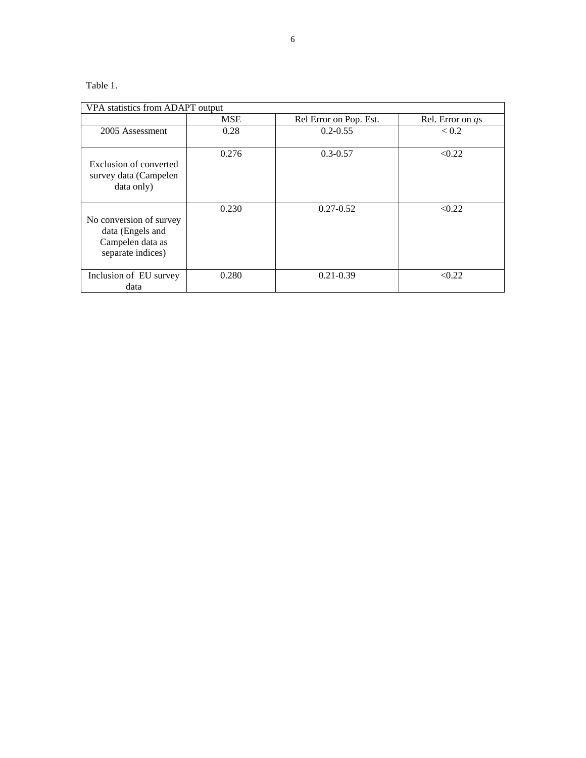Table 1.

| VPA statistics from ADAPT output | | | |
|---|---|---|---|
| | MSE | Rel Error on Pop. Est. | Rel. Error on *q*s |
| 2005 Assessment | 0.28 | 0.2-0.55 | < 0.2 |
| Exclusion of converted survey data (Campelen data only) | 0.276 | 0.3-0.57 | <0.22 |
| No conversion of survey data (Engels and Campelen data as separate indices) | 0.230 | 0.27-0.52 | <0.22 |
| Inclusion of EU survey data | 0.280 | 0.21-0.39 | <0.22 |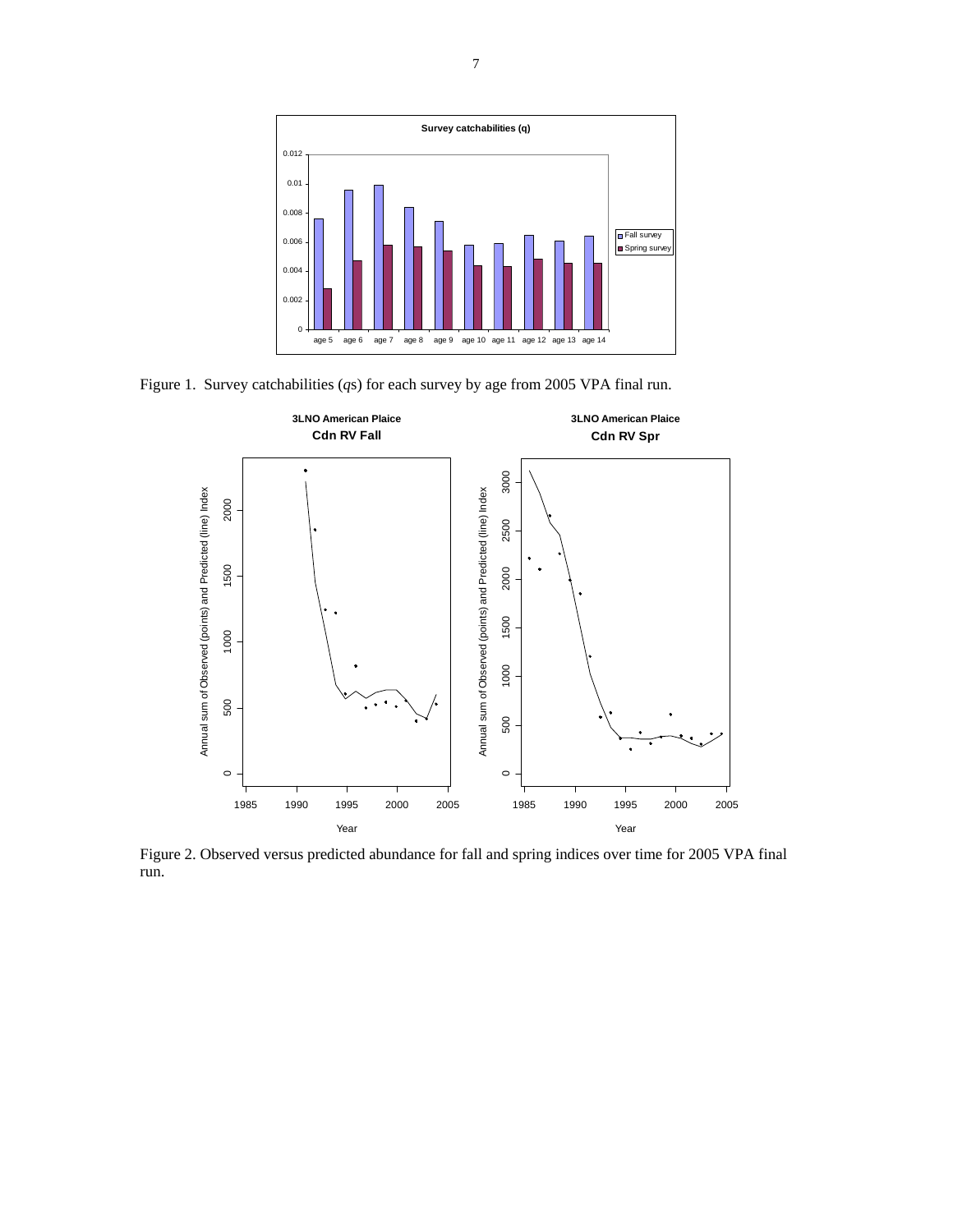Figure 1. Survey catchabilities ($q$s) for each survey by age from 2005 VPA final run.

Figure 2. Observed versus predicted abundance for fall and spring indices over time for 2005 VPA final run.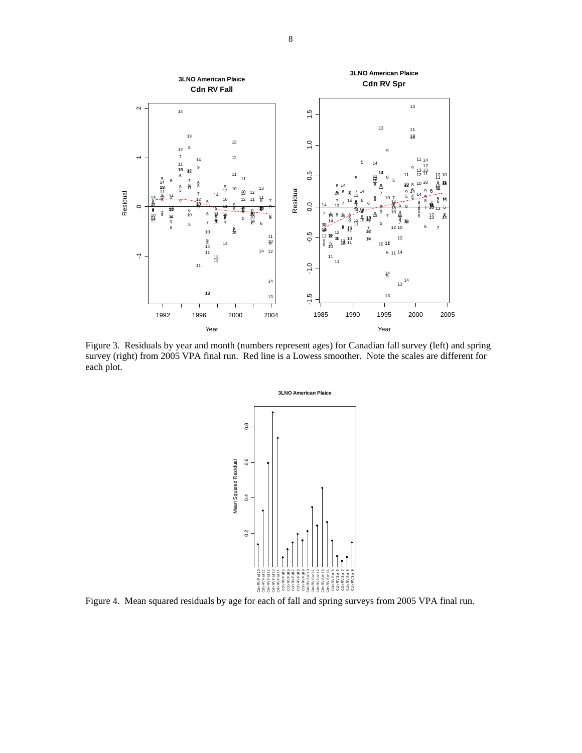Figure 3. Residuals by year and month (numbers represent ages) for Canadian fall survey (left) and spring survey (right) from 2005 VPA final run. Red line is a Lowess smoother. Note the scales are different for each plot.

Figure 4. Mean squared residuals by age for each of fall and spring surveys from 2005 VPA final run.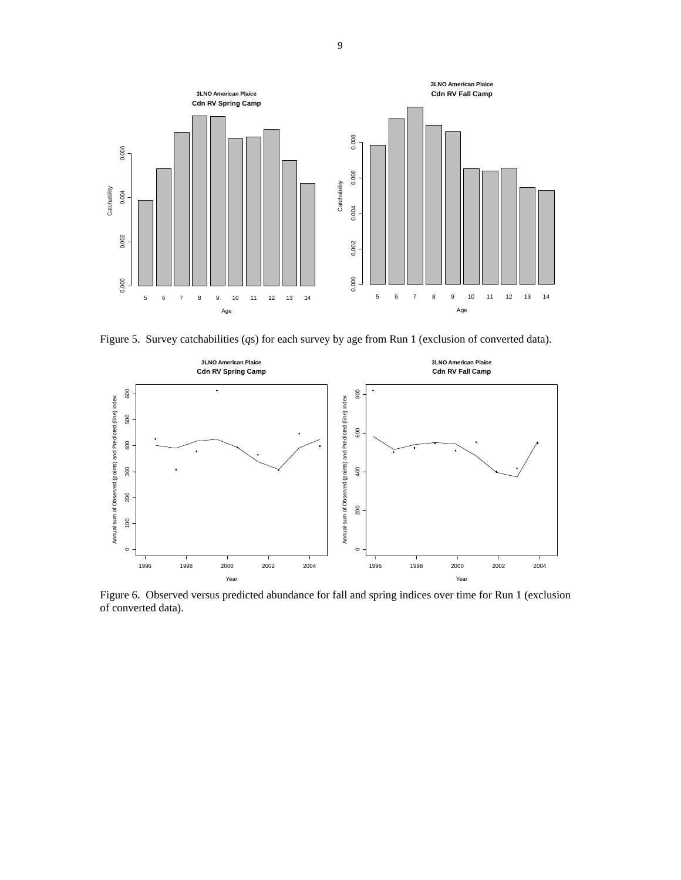Figure 5. Survey catchabilities (*q*s) for each survey by age from Run 1 (exclusion of converted data).

Figure 6. Observed versus predicted abundance for fall and spring indices over time for Run 1 (exclusion of converted data).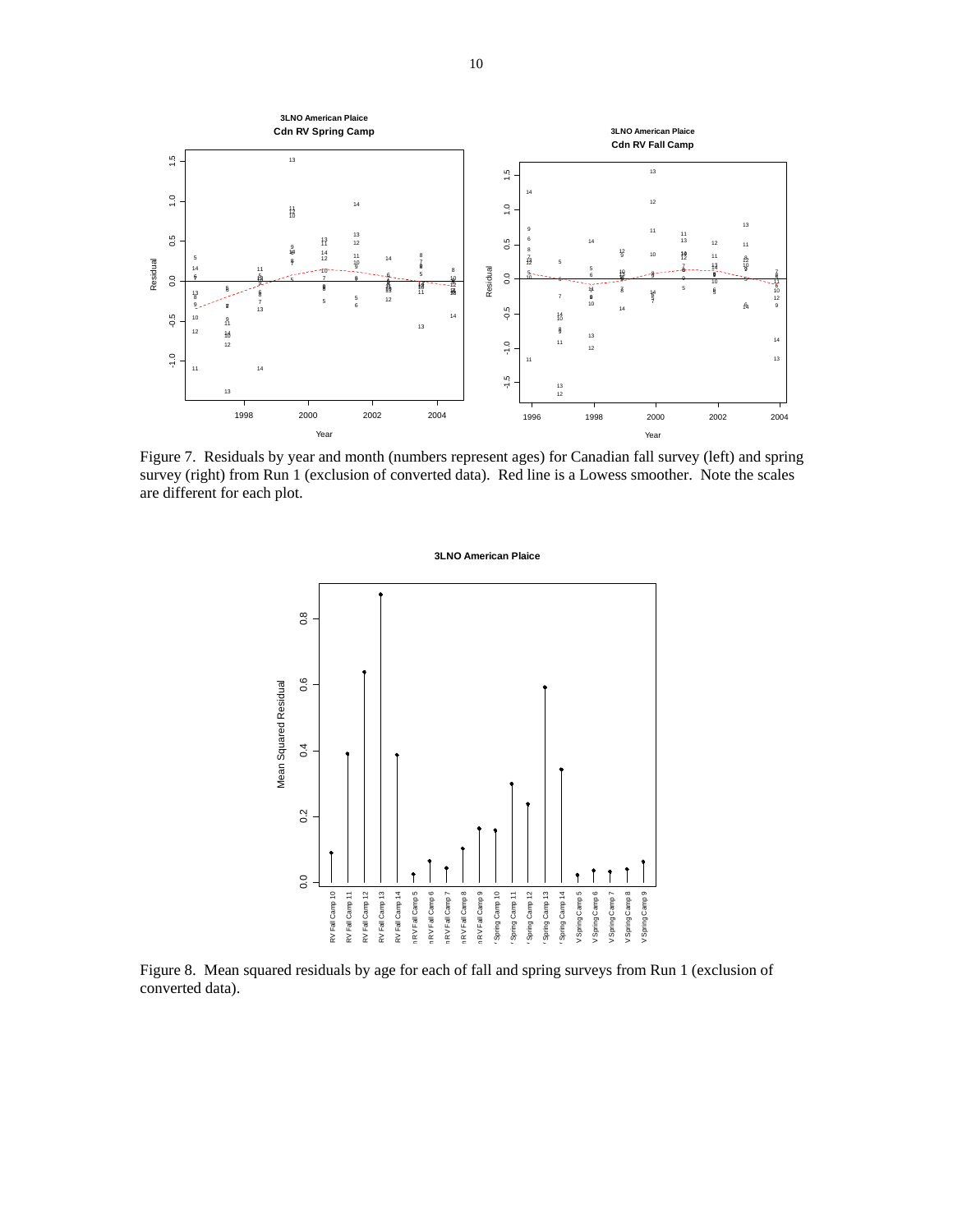Figure 7. Residuals by year and month (numbers represent ages) for Canadian fall survey (left) and spring survey (right) from Run 1 (exclusion of converted data). Red line is a Lowess smoother. Note the scales are different for each plot.

Figure 8. Mean squared residuals by age for each of fall and spring surveys from Run 1 (exclusion of converted data).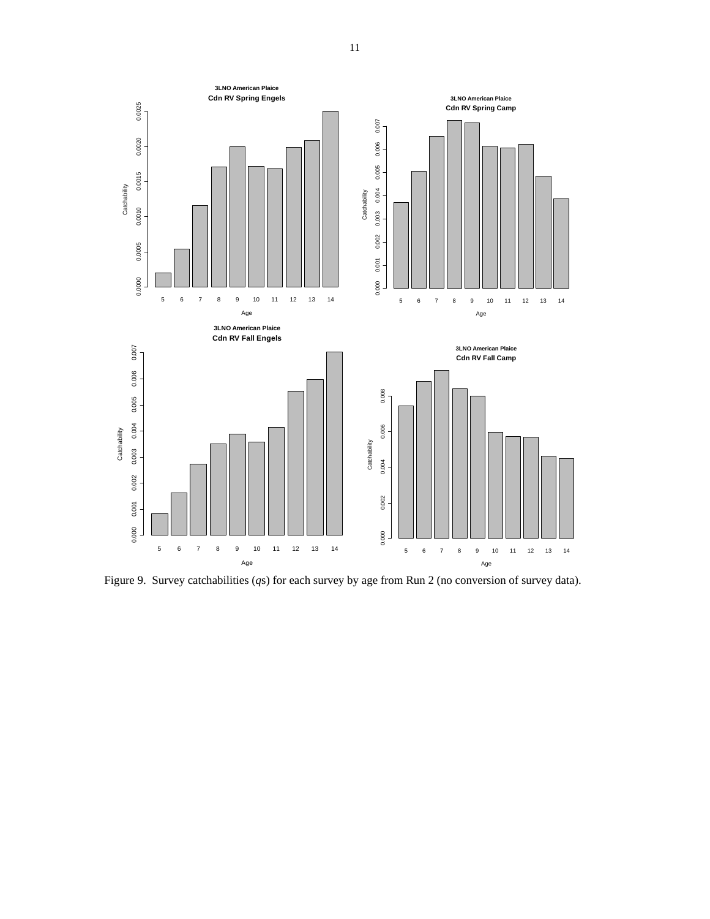Figure 9. Survey catchabilities ($q$s) for each survey by age from Run 2 (no conversion of survey data).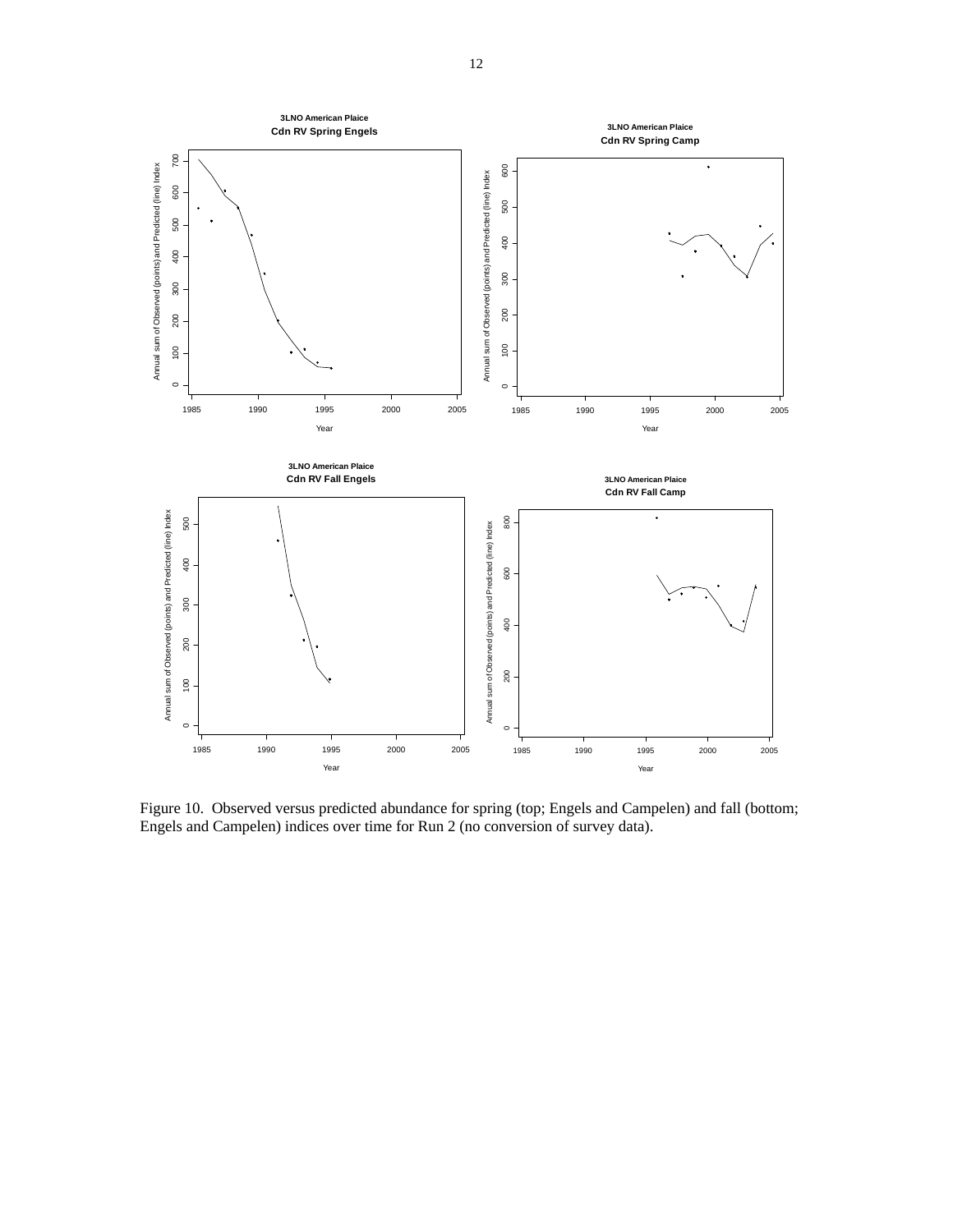Figure 10. Observed versus predicted abundance for spring (top; Engels and Campelen) and fall (bottom; Engels and Campelen) indices over time for Run 2 (no conversion of survey data).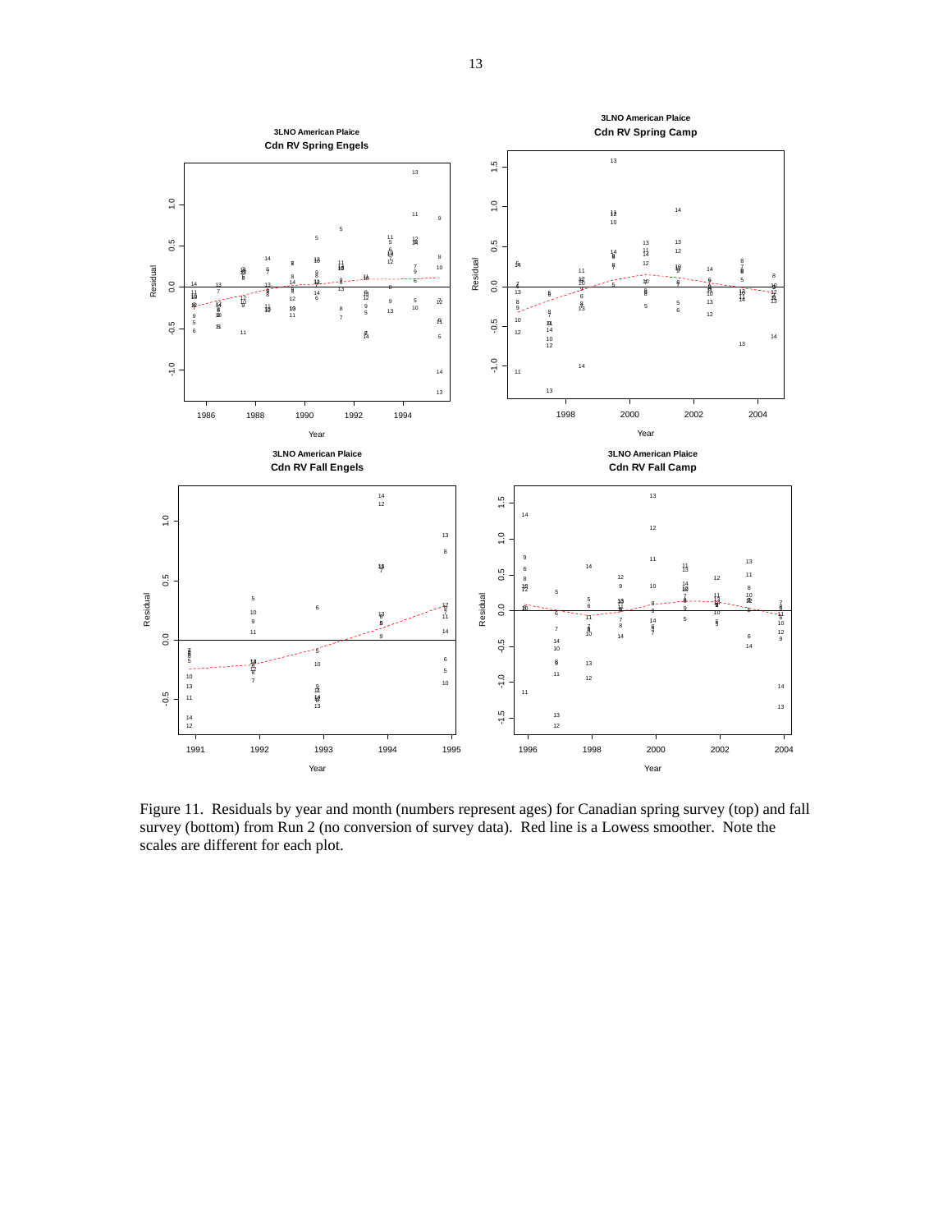Figure 11. Residuals by year and month (numbers represent ages) for Canadian spring survey (top) and fall survey (bottom) from Run 2 (no conversion of survey data). Red line is a Lowess smoother. Note the scales are different for each plot.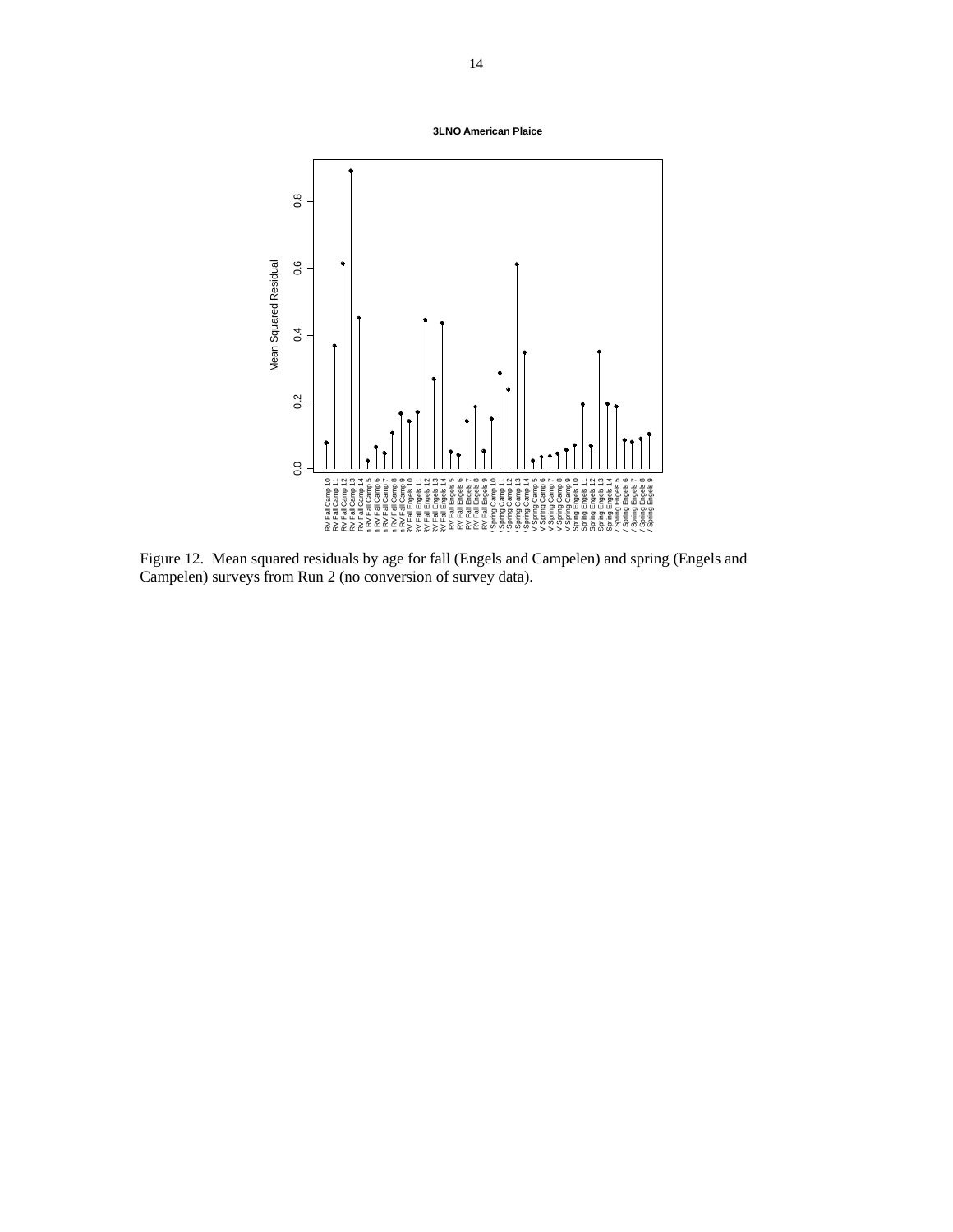Figure 12. Mean squared residuals by age for fall (Engels and Campelen) and spring (Engels and Campelen) surveys from Run 2 (no conversion of survey data).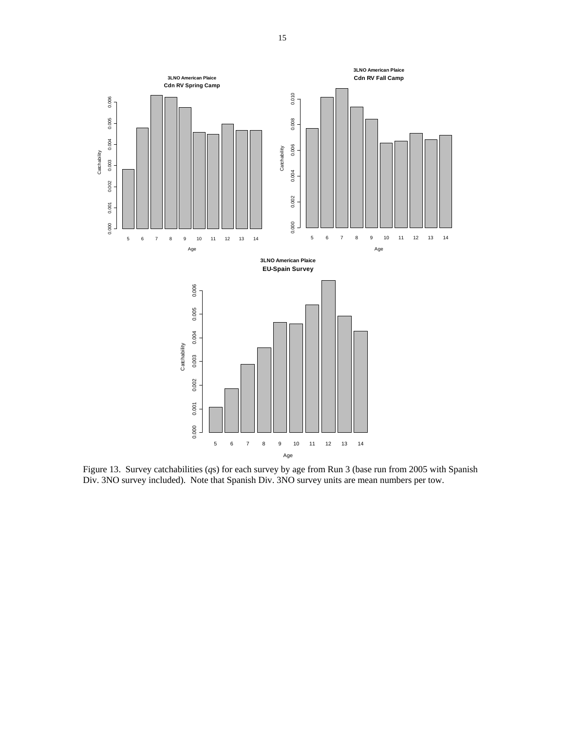Figure 13. Survey catchabilities (*q*s) for each survey by age from Run 3 (base run from 2005 with Spanish Div. 3NO survey included). Note that Spanish Div. 3NO survey units are mean numbers per tow.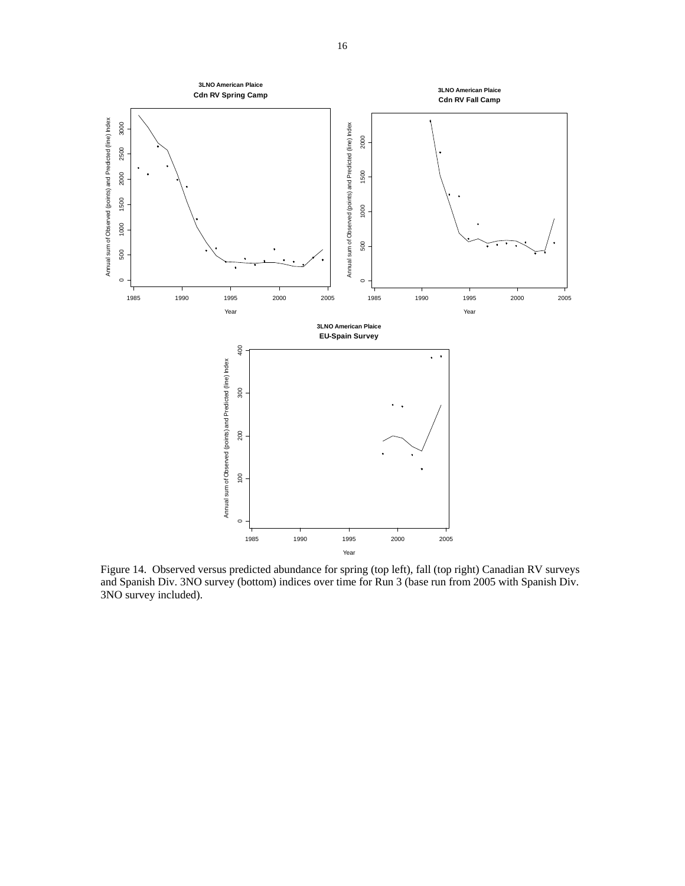Figure 14. Observed versus predicted abundance for spring (top left), fall (top right) Canadian RV surveys and Spanish Div. 3NO survey (bottom) indices over time for Run 3 (base run from 2005 with Spanish Div. 3NO survey included).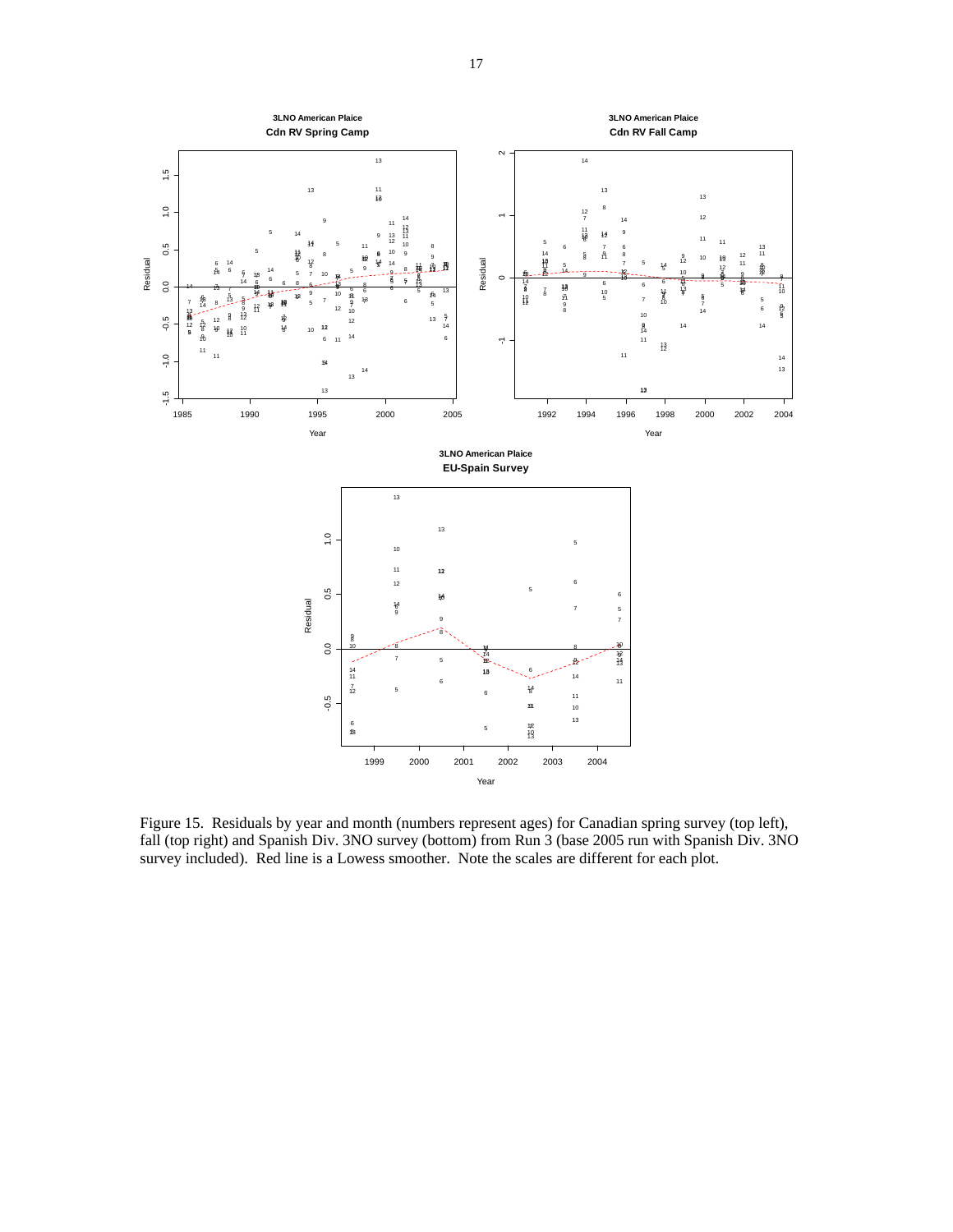Figure 15. Residuals by year and month (numbers represent ages) for Canadian spring survey (top left), fall (top right) and Spanish Div. 3NO survey (bottom) from Run 3 (base 2005 run with Spanish Div. 3NO survey included). Red line is a Lowess smoother. Note the scales are different for each plot.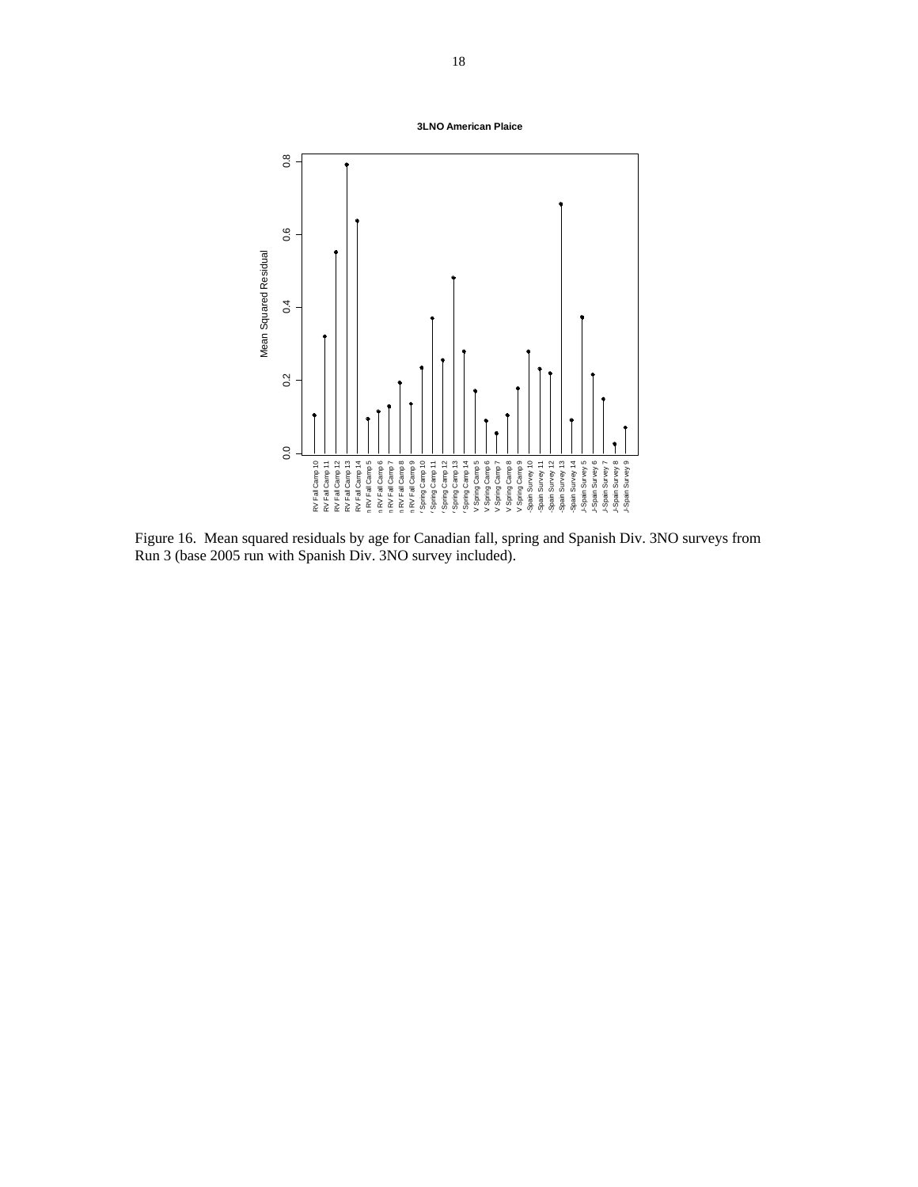Figure 16. Mean squared residuals by age for Canadian fall, spring and Spanish Div. 3NO surveys from Run 3 (base 2005 run with Spanish Div. 3NO survey included).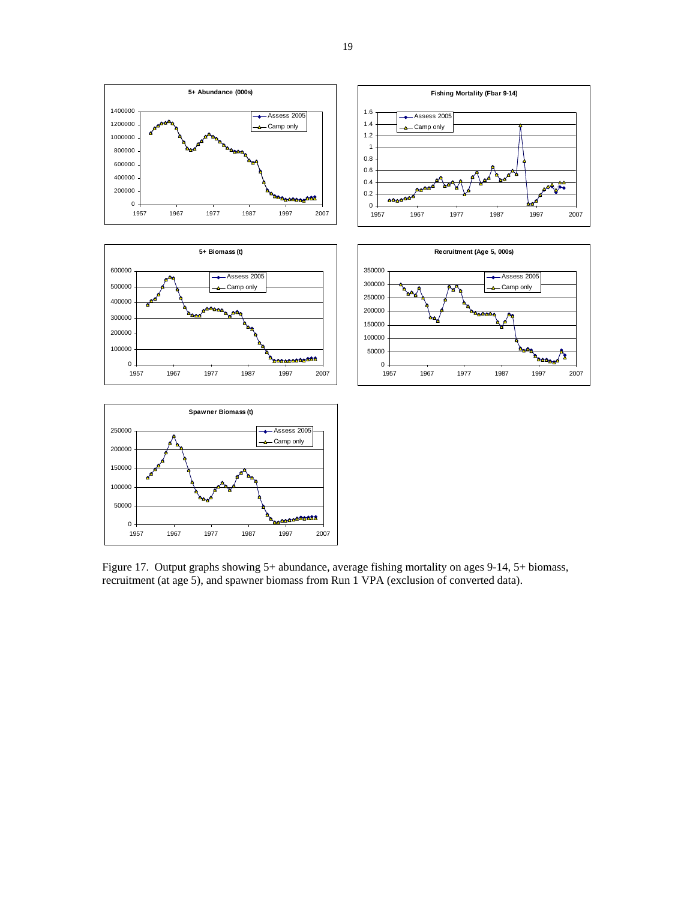Figure 17. Output graphs showing 5+ abundance, average fishing mortality on ages 9-14, 5+ biomass, recruitment (at age 5), and spawner biomass from Run 1 VPA (exclusion of converted data).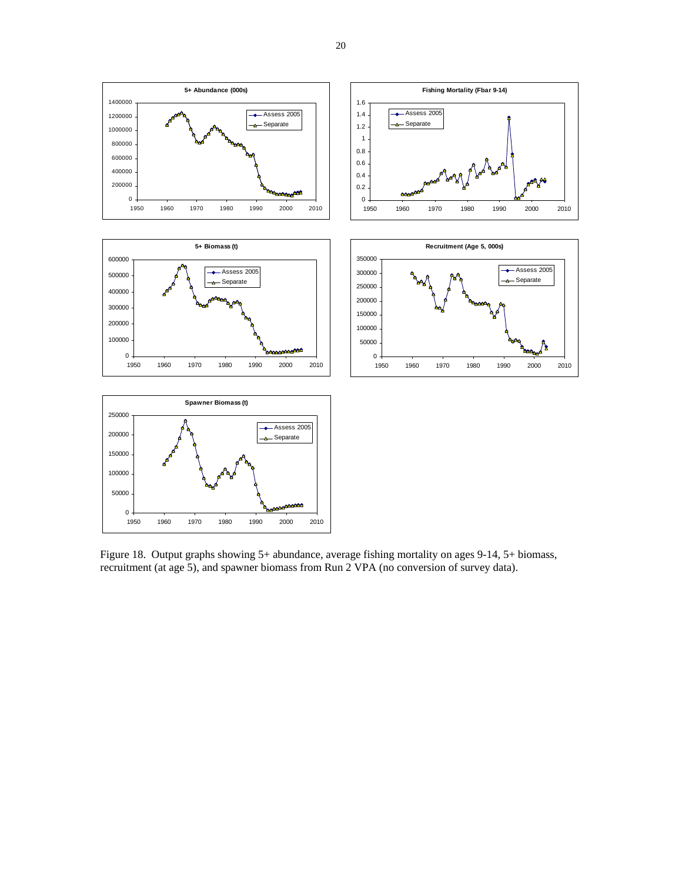Figure 18. Output graphs showing 5+ abundance, average fishing mortality on ages 9-14, 5+ biomass, recruitment (at age 5), and spawner biomass from Run 2 VPA (no conversion of survey data).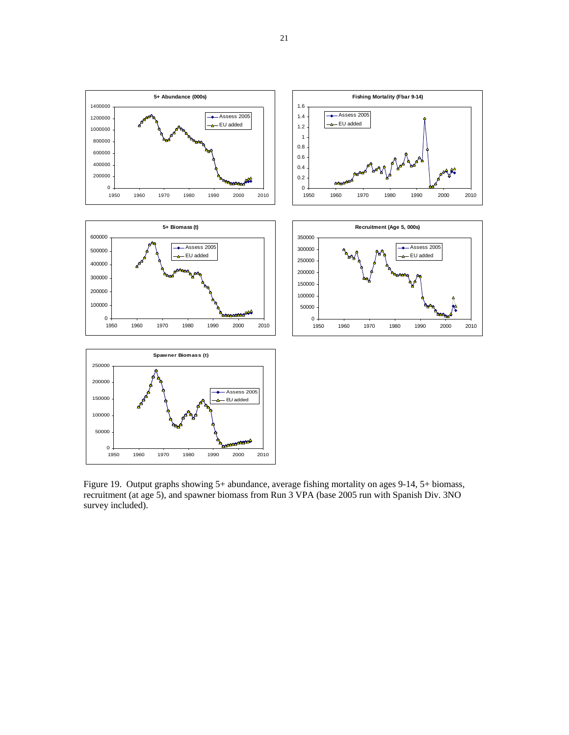Figure 19. Output graphs showing 5+ abundance, average fishing mortality on ages 9-14, 5+ biomass, recruitment (at age 5), and spawner biomass from Run 3 VPA (base 2005 run with Spanish Div. 3NO survey included).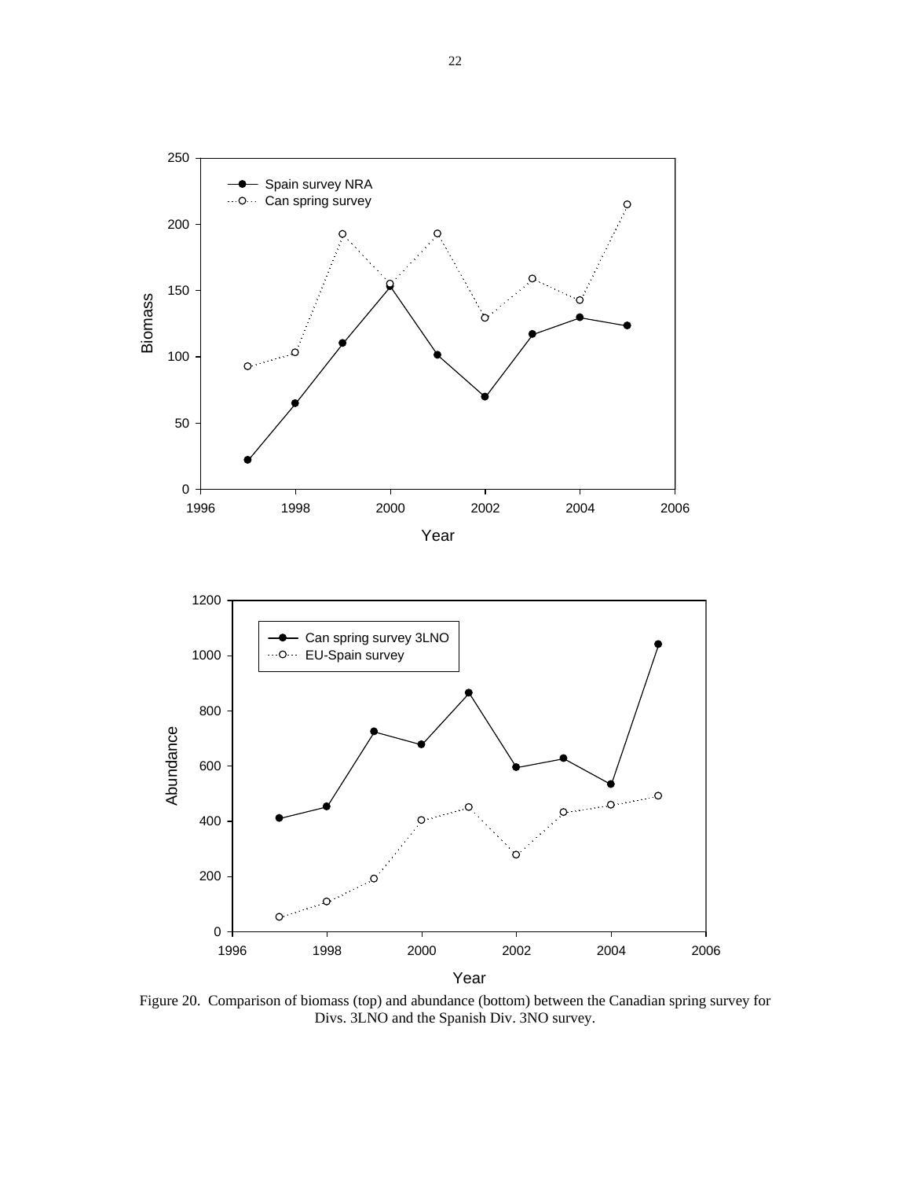Figure 20. Comparison of biomass (top) and abundance (bottom) between the Canadian spring survey for Divs. 3LNO and the Spanish Div. 3NO survey.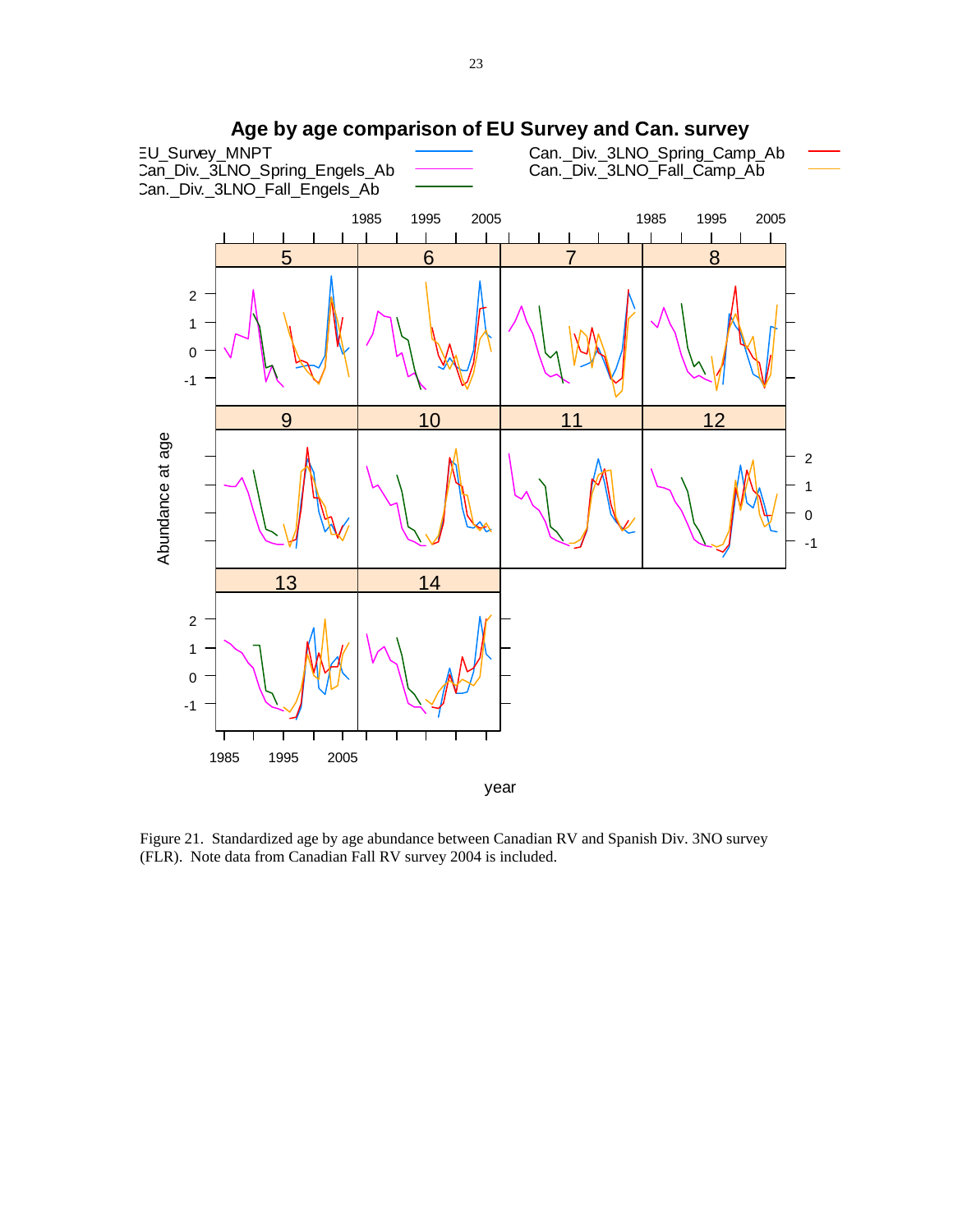Figure 21. Standardized age by age abundance between Canadian RV and Spanish Div. 3NO survey (FLR). Note data from Canadian Fall RV survey 2004 is included.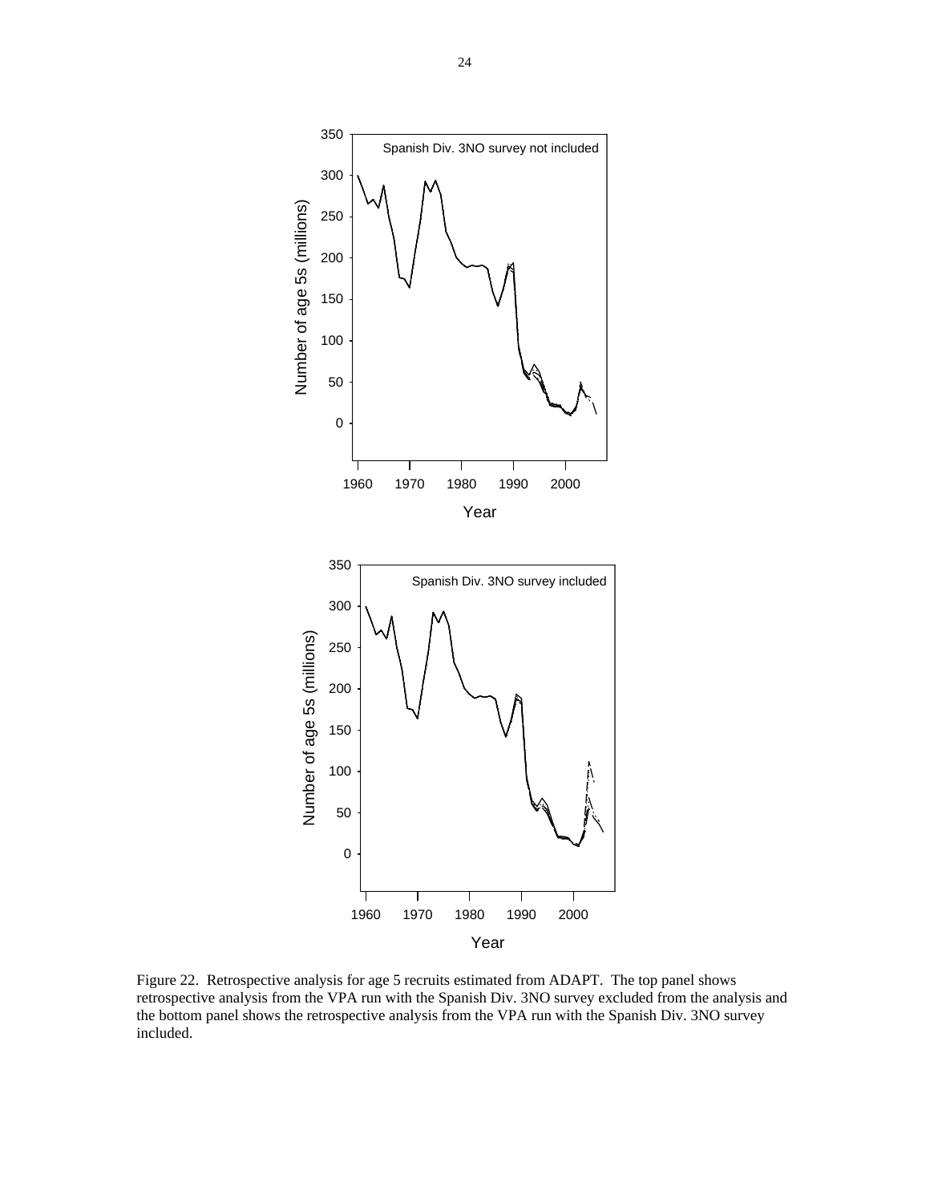Spanish Div. 3NO survey not included

Number of age 5s (millions)

350
300
250
200
150
100
50
0

1960 1970 1980 1990 2000

Year

Spanish Div. 3NO survey included

Number of age 5s (millions)

350
300
250
200
150
100
50
0

1960 1970 1980 1990 2000

Year

Figure 22. Retrospective analysis for age 5 recruits estimated from ADAPT. The top panel shows retrospective analysis from the VPA run with the Spanish Div. 3NO survey excluded from the analysis and the bottom panel shows the retrospective analysis from the VPA run with the Spanish Div. 3NO survey included.